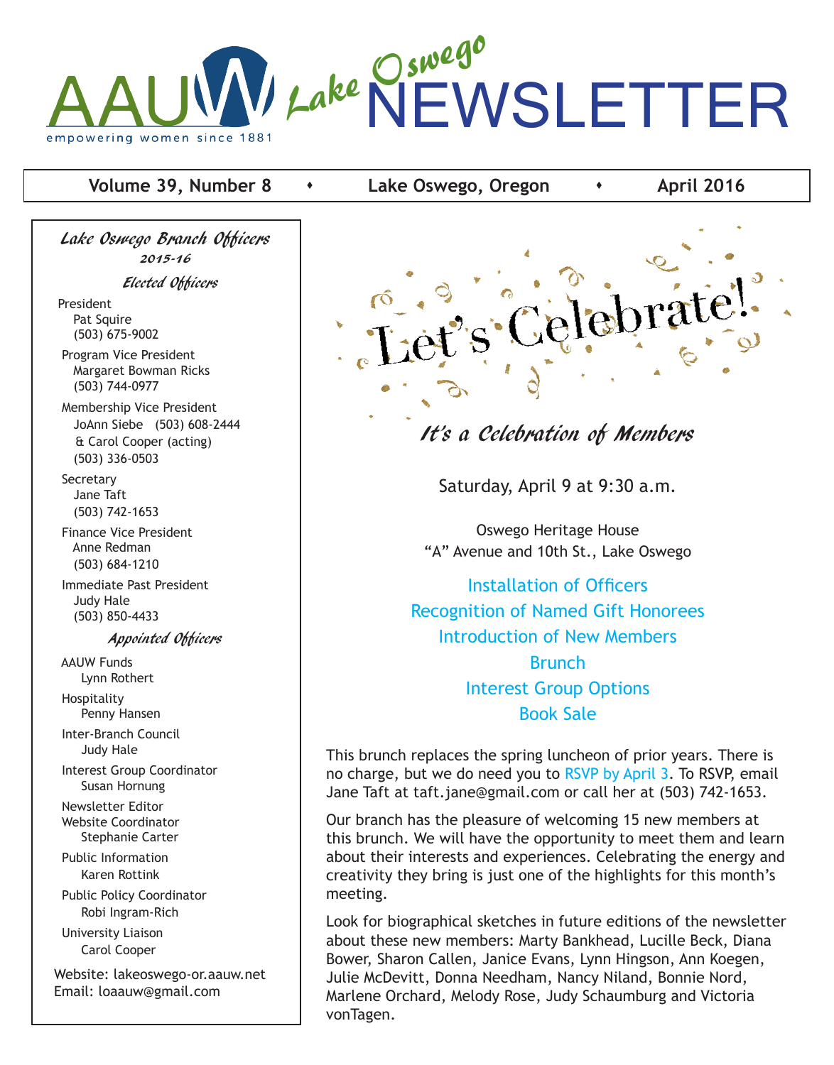# AAUW Lake Oswego NEWSLETTER

empowering women since 1881

**Volume 39, Number 8** • **Lake Oswego, Oregon** • **April 2016**

## *Lake Oswego Branch Officers*
### *2015-16*

### *Elected Officers*

President
Pat Squire
(503) 675-9002

Program Vice President
Margaret Bowman Ricks
(503) 744-0977

Membership Vice President
JoAnn Siebe (503) 608-2444
& Carol Cooper (acting)
(503) 336-0503

Secretary
Jane Taft
(503) 742-1653

Finance Vice President
Anne Redman
(503) 684-1210

Immediate Past President
Judy Hale
(503) 850-4433

### *Appointed Officers*

AAUW Funds
Lynn Rothert

Hospitality
Penny Hansen

Inter-Branch Council
Judy Hale

Interest Group Coordinator
Susan Hornung

Newsletter Editor
Website Coordinator
Stephanie Carter

Public Information
Karen Rottink

Public Policy Coordinator
Robi Ingram-Rich

University Liaison
Carol Cooper

Website: lakeoswego-or.aauw.net
Email: loaauw@gmail.com

# Let's Celebrate!

## *It's a Celebration of Members*

Saturday, April 9 at 9:30 a.m.

Oswego Heritage House
"A" Avenue and 10th St., Lake Oswego

Installation of Officers
Recognition of Named Gift Honorees
Introduction of New Members
Brunch
Interest Group Options
Book Sale

This brunch replaces the spring luncheon of prior years. There is no charge, but we do need you to RSVP by April 3. To RSVP, email Jane Taft at taft.jane@gmail.com or call her at (503) 742-1653.

Our branch has the pleasure of welcoming 15 new members at this brunch. We will have the opportunity to meet them and learn about their interests and experiences. Celebrating the energy and creativity they bring is just one of the highlights for this month's meeting.

Look for biographical sketches in future editions of the newsletter about these new members: Marty Bankhead, Lucille Beck, Diana Bower, Sharon Callen, Janice Evans, Lynn Hingson, Ann Koegen, Julie McDevitt, Donna Needham, Nancy Niland, Bonnie Nord, Marlene Orchard, Melody Rose, Judy Schaumburg and Victoria vonTagen.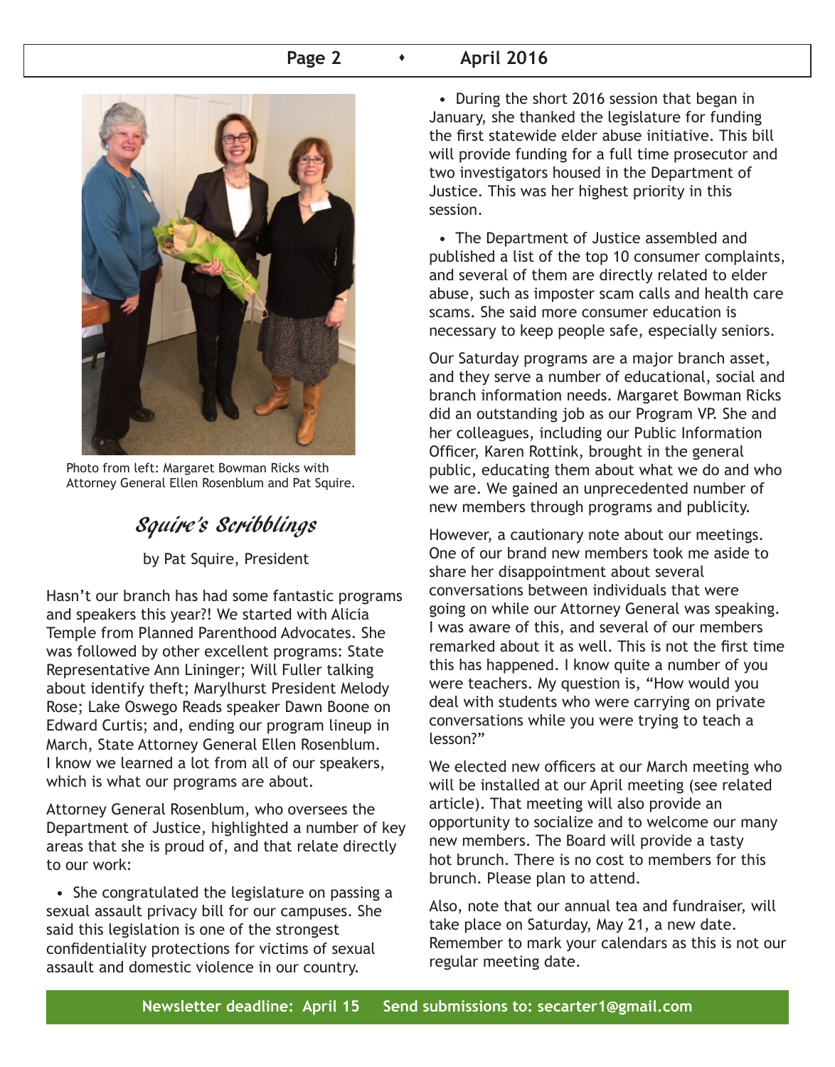Photo from left: Margaret Bowman Ricks with Attorney General Ellen Rosenblum and Pat Squire.

## Squire's Scribblings

by Pat Squire, President

Hasn't our branch has had some fantastic programs and speakers this year?! We started with Alicia Temple from Planned Parenthood Advocates. She was followed by other excellent programs: State Representative Ann Lininger; Will Fuller talking about identify theft; Marylhurst President Melody Rose; Lake Oswego Reads speaker Dawn Boone on Edward Curtis; and, ending our program lineup in March, State Attorney General Ellen Rosenblum. I know we learned a lot from all of our speakers, which is what our programs are about.

Attorney General Rosenblum, who oversees the Department of Justice, highlighted a number of key areas that she is proud of, and that relate directly to our work:

- She congratulated the legislature on passing a sexual assault privacy bill for our campuses. She said this legislation is one of the strongest confidentiality protections for victims of sexual assault and domestic violence in our country.
- During the short 2016 session that began in January, she thanked the legislature for funding the first statewide elder abuse initiative. This bill will provide funding for a full time prosecutor and two investigators housed in the Department of Justice. This was her highest priority in this session.
- The Department of Justice assembled and published a list of the top 10 consumer complaints, and several of them are directly related to elder abuse, such as imposter scam calls and health care scams. She said more consumer education is necessary to keep people safe, especially seniors.

Our Saturday programs are a major branch asset, and they serve a number of educational, social and branch information needs. Margaret Bowman Ricks did an outstanding job as our Program VP. She and her colleagues, including our Public Information Officer, Karen Rottink, brought in the general public, educating them about what we do and who we are. We gained an unprecedented number of new members through programs and publicity.

However, a cautionary note about our meetings. One of our brand new members took me aside to share her disappointment about several conversations between individuals that were going on while our Attorney General was speaking. I was aware of this, and several of our members remarked about it as well. This is not the first time this has happened. I know quite a number of you were teachers. My question is, "How would you deal with students who were carrying on private conversations while you were trying to teach a lesson?"

We elected new officers at our March meeting who will be installed at our April meeting (see related article). That meeting will also provide an opportunity to socialize and to welcome our many new members. The Board will provide a tasty hot brunch. There is no cost to members for this brunch. Please plan to attend.

Also, note that our annual tea and fundraiser, will take place on Saturday, May 21, a new date. Remember to mark your calendars as this is not our regular meeting date.

**Newsletter deadline: April 15 Send submissions to: secarter1@gmail.com**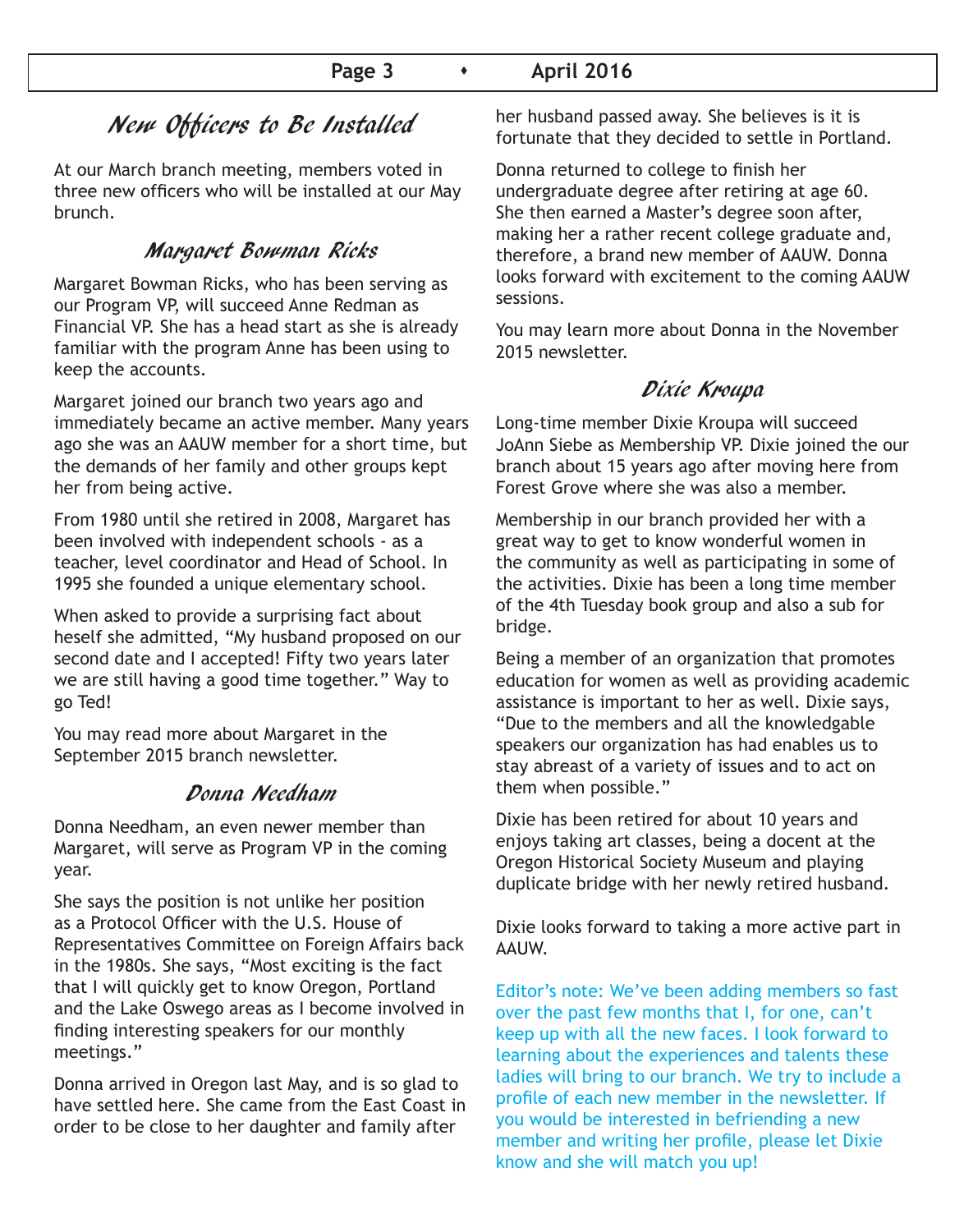# New Officers to Be Installed

At our March branch meeting, members voted in three new officers who will be installed at our May brunch.

## Margaret Bowman Ricks

Margaret Bowman Ricks, who has been serving as our Program VP, will succeed Anne Redman as Financial VP. She has a head start as she is already familiar with the program Anne has been using to keep the accounts.

Margaret joined our branch two years ago and immediately became an active member. Many years ago she was an AAUW member for a short time, but the demands of her family and other groups kept her from being active.

From 1980 until she retired in 2008, Margaret has been involved with independent schools - as a teacher, level coordinator and Head of School. In 1995 she founded a unique elementary school.

When asked to provide a surprising fact about heself she admitted, "My husband proposed on our second date and I accepted! Fifty two years later we are still having a good time together." Way to go Ted!

You may read more about Margaret in the September 2015 branch newsletter.

## Donna Needham

Donna Needham, an even newer member than Margaret, will serve as Program VP in the coming year.

She says the position is not unlike her position as a Protocol Officer with the U.S. House of Representatives Committee on Foreign Affairs back in the 1980s. She says, "Most exciting is the fact that I will quickly get to know Oregon, Portland and the Lake Oswego areas as I become involved in finding interesting speakers for our monthly meetings."

Donna arrived in Oregon last May, and is so glad to have settled here. She came from the East Coast in order to be close to her daughter and family after her husband passed away. She believes is it is fortunate that they decided to settle in Portland.

Donna returned to college to finish her undergraduate degree after retiring at age 60. She then earned a Master's degree soon after, making her a rather recent college graduate and, therefore, a brand new member of AAUW. Donna looks forward with excitement to the coming AAUW sessions.

You may learn more about Donna in the November 2015 newsletter.

## Dixie Kroupa

Long-time member Dixie Kroupa will succeed JoAnn Siebe as Membership VP. Dixie joined the our branch about 15 years ago after moving here from Forest Grove where she was also a member.

Membership in our branch provided her with a great way to get to know wonderful women in the community as well as participating in some of the activities. Dixie has been a long time member of the 4th Tuesday book group and also a sub for bridge.

Being a member of an organization that promotes education for women as well as providing academic assistance is important to her as well. Dixie says, "Due to the members and all the knowledgable speakers our organization has had enables us to stay abreast of a variety of issues and to act on them when possible."

Dixie has been retired for about 10 years and enjoys taking art classes, being a docent at the Oregon Historical Society Museum and playing duplicate bridge with her newly retired husband.

Dixie looks forward to taking a more active part in AAUW.

Editor's note: We've been adding members so fast over the past few months that I, for one, can't keep up with all the new faces. I look forward to learning about the experiences and talents these ladies will bring to our branch. We try to include a profile of each new member in the newsletter. If you would be interested in befriending a new member and writing her profile, please let Dixie know and she will match you up!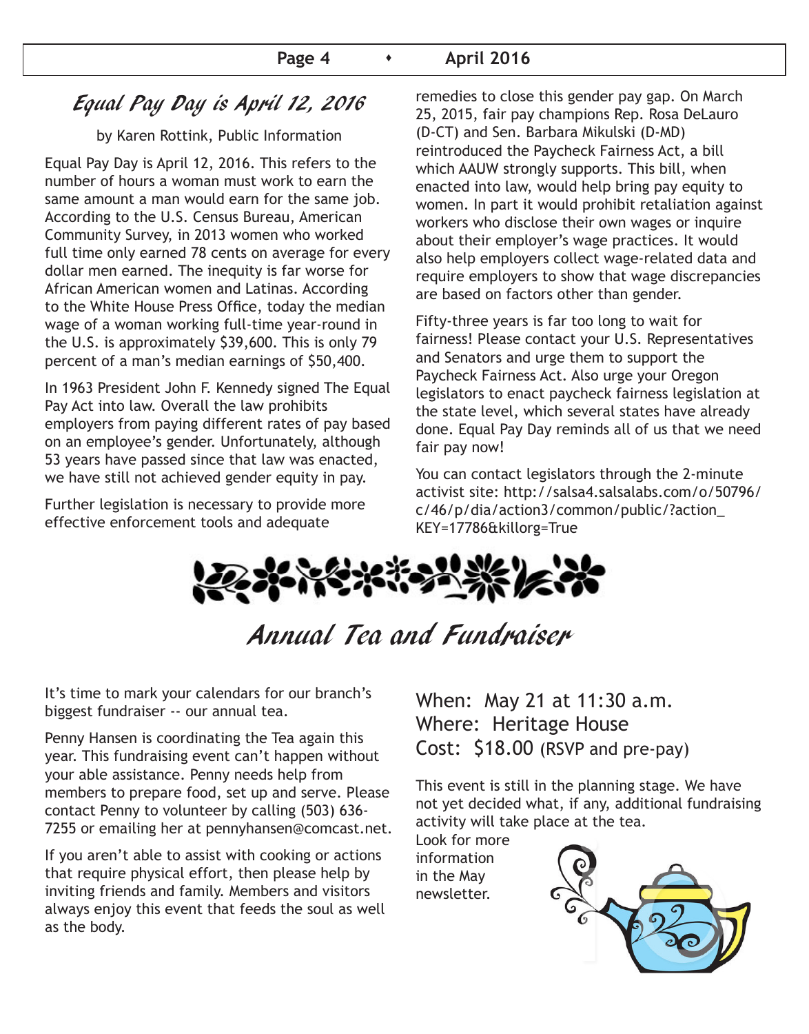## Equal Pay Day is April 12, 2016

by Karen Rottink, Public Information

Equal Pay Day is April 12, 2016. This refers to the number of hours a woman must work to earn the same amount a man would earn for the same job. According to the U.S. Census Bureau, American Community Survey, in 2013 women who worked full time only earned 78 cents on average for every dollar men earned. The inequity is far worse for African American women and Latinas. According to the White House Press Office, today the median wage of a woman working full-time year-round in the U.S. is approximately $39,600. This is only 79 percent of a man's median earnings of $50,400.

In 1963 President John F. Kennedy signed The Equal Pay Act into law. Overall the law prohibits employers from paying different rates of pay based on an employee's gender. Unfortunately, although 53 years have passed since that law was enacted, we have still not achieved gender equity in pay.

Further legislation is necessary to provide more effective enforcement tools and adequate remedies to close this gender pay gap. On March 25, 2015, fair pay champions Rep. Rosa DeLauro (D-CT) and Sen. Barbara Mikulski (D-MD) reintroduced the Paycheck Fairness Act, a bill which AAUW strongly supports. This bill, when enacted into law, would help bring pay equity to women. In part it would prohibit retaliation against workers who disclose their own wages or inquire about their employer's wage practices. It would also help employers collect wage-related data and require employers to show that wage discrepancies are based on factors other than gender.

Fifty-three years is far too long to wait for fairness! Please contact your U.S. Representatives and Senators and urge them to support the Paycheck Fairness Act. Also urge your Oregon legislators to enact paycheck fairness legislation at the state level, which several states have already done. Equal Pay Day reminds all of us that we need fair pay now!

You can contact legislators through the 2-minute activist site: http://salsa4.salsalabs.com/o/50796/c/46/p/dia/action3/common/public/?action_KEY=17786&killorg=True

## Annual Tea and Fundraiser

It's time to mark your calendars for our branch's biggest fundraiser -- our annual tea.

Penny Hansen is coordinating the Tea again this year. This fundraising event can't happen without your able assistance. Penny needs help from members to prepare food, set up and serve. Please contact Penny to volunteer by calling (503) 636-7255 or emailing her at pennyhansen@comcast.net.

If you aren't able to assist with cooking or actions that require physical effort, then please help by inviting friends and family. Members and visitors always enjoy this event that feeds the soul as well as the body.

When: May 21 at 11:30 a.m.
Where: Heritage House
Cost: $18.00 (RSVP and pre-pay)

This event is still in the planning stage. We have not yet decided what, if any, additional fundraising activity will take place at the tea.

Look for more information in the May newsletter.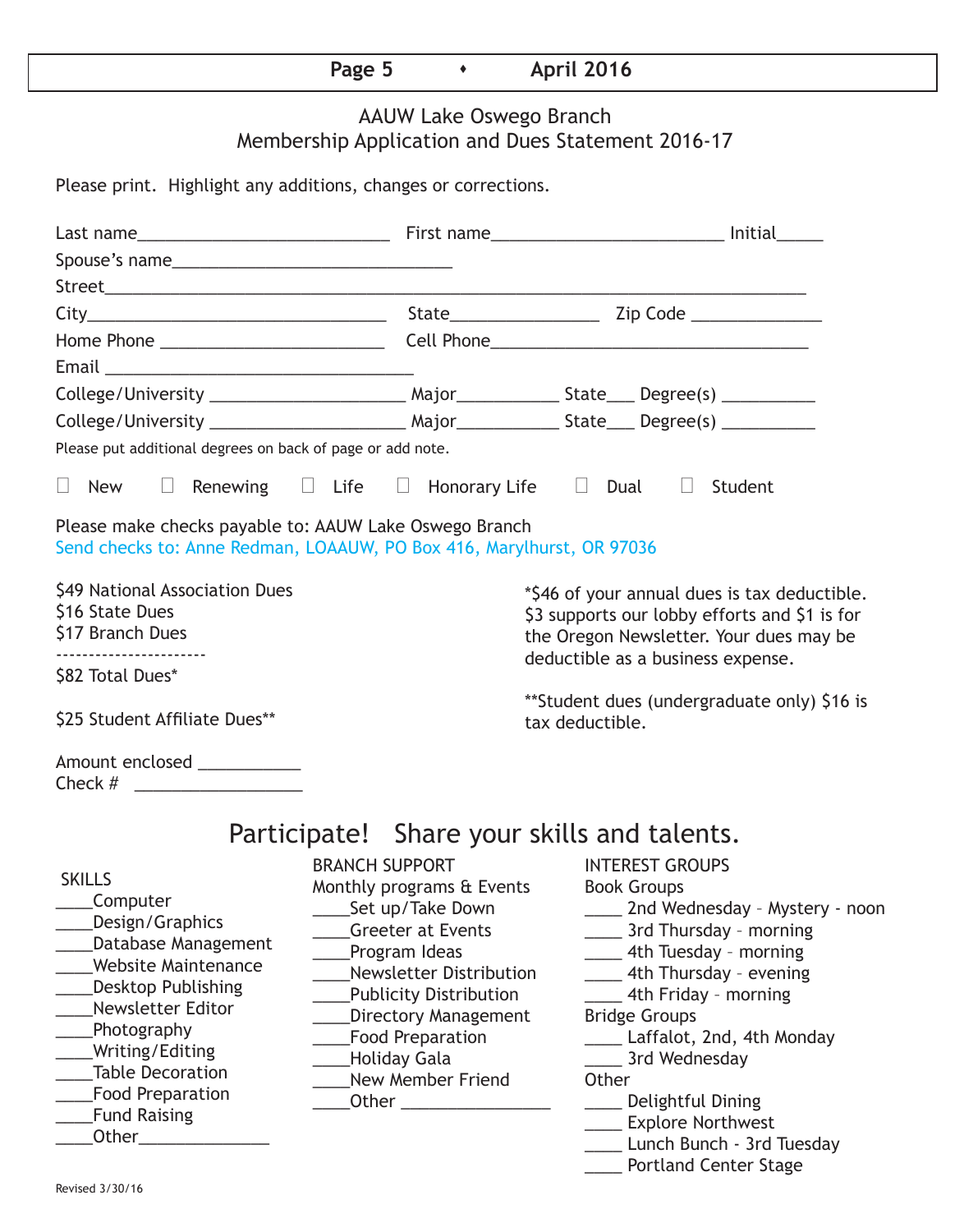# AAUW Lake Oswego Branch
## Membership Application and Dues Statement 2016-17

Please print. Highlight any additions, changes or corrections.

Last name___________________________ First name_________________________ Initial_____

Spouse's name______________________________

Street___________________________________________________________________________

City_______________________________ State________________ Zip Code ______________

Home Phone ________________________ Cell Phone__________________________________

Email _______________________________

College/University _____________________ Major___________ State___ Degree(s) __________

College/University _____________________ Major___________ State___ Degree(s) __________

Please put additional degrees on back of page or add note.

☐ New ☐ Renewing ☐ Life ☐ Honorary Life ☐ Dual ☐ Student

Please make checks payable to: AAUW Lake Oswego Branch

Send checks to: Anne Redman, LOAAUW, PO Box 416, Marylhurst, OR 97036

$49 National Association Dues
$16 State Dues
$17 Branch Dues
-----------------------
$82 Total Dues*

$25 Student Affiliate Dues**

*$46 of your annual dues is tax deductible. $3 supports our lobby efforts and $1 is for the Oregon Newsletter. Your dues may be deductible as a business expense.

**Student dues (undergraduate only) $16 is tax deductible.

Amount enclosed ___________
Check # __________________

## Participate! Share your skills and talents.

**SKILLS**

____Computer
____Design/Graphics
____Database Management
____Website Maintenance
____Desktop Publishing
____Newsletter Editor
____Photography
____Writing/Editing
____Table Decoration
____Food Preparation
____Fund Raising
____Other______________

**BRANCH SUPPORT**

Monthly programs & Events
____Set up/Take Down
____Greeter at Events
____Program Ideas
____Newsletter Distribution
____Publicity Distribution
____Directory Management
____Food Preparation
____Holiday Gala
____New Member Friend
____Other ________________

**INTEREST GROUPS**

Book Groups
____ 2nd Wednesday – Mystery - noon
____ 3rd Thursday – morning
____ 4th Tuesday – morning
____ 4th Thursday – evening
____ 4th Friday – morning

Bridge Groups
____ Laffalot, 2nd, 4th Monday
____ 3rd Wednesday

Other
____ Delightful Dining
____ Explore Northwest
____ Lunch Bunch - 3rd Tuesday
____ Portland Center Stage

Revised 3/30/16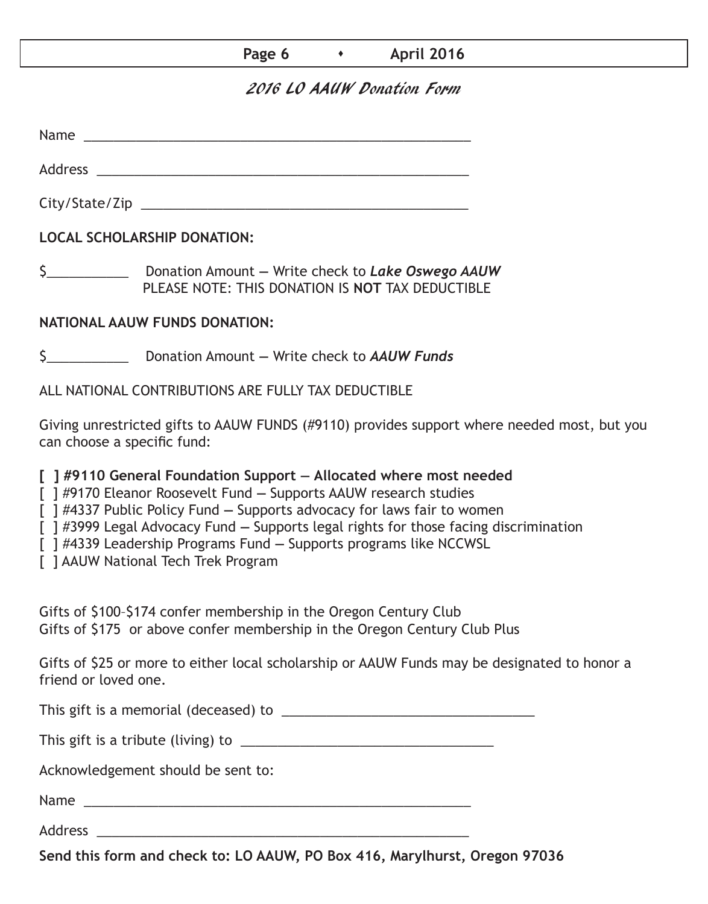## 2016 LO AAUW Donation Form

Name \_\_\_\_\_\_\_\_\_\_\_\_\_\_\_\_\_\_\_\_\_\_\_\_\_\_\_\_\_\_\_\_\_\_\_\_\_\_\_\_\_\_\_\_\_\_\_\_\_\_

Address \_\_\_\_\_\_\_\_\_\_\_\_\_\_\_\_\_\_\_\_\_\_\_\_\_\_\_\_\_\_\_\_\_\_\_\_\_\_\_\_\_\_\_\_\_\_\_\_

City/State/Zip \_\_\_\_\_\_\_\_\_\_\_\_\_\_\_\_\_\_\_\_\_\_\_\_\_\_\_\_\_\_\_\_\_\_\_\_\_\_\_\_\_\_

**LOCAL SCHOLARSHIP DONATION:**

$\_\_\_\_\_\_\_\_\_\_\_ Donation Amount — Write check to ***Lake Oswego AAUW***
PLEASE NOTE: THIS DONATION IS **NOT** TAX DEDUCTIBLE

**NATIONAL AAUW FUNDS DONATION:**

$\_\_\_\_\_\_\_\_\_\_\_ Donation Amount — Write check to ***AAUW Funds***

ALL NATIONAL CONTRIBUTIONS ARE FULLY TAX DEDUCTIBLE

Giving unrestricted gifts to AAUW FUNDS (#9110) provides support where needed most, but you can choose a specific fund:

**[ ] #9110 General Foundation Support — Allocated where most needed**
[ ] #9170 Eleanor Roosevelt Fund — Supports AAUW research studies
[ ] #4337 Public Policy Fund — Supports advocacy for laws fair to women
[ ] #3999 Legal Advocacy Fund — Supports legal rights for those facing discrimination
[ ] #4339 Leadership Programs Fund — Supports programs like NCCWSL
[ ] AAUW National Tech Trek Program

Gifts of $100–$174 confer membership in the Oregon Century Club
Gifts of $175 or above confer membership in the Oregon Century Club Plus

Gifts of $25 or more to either local scholarship or AAUW Funds may be designated to honor a friend or loved one.

This gift is a memorial (deceased) to \_\_\_\_\_\_\_\_\_\_\_\_\_\_\_\_\_\_\_\_\_\_\_\_\_\_\_\_\_\_\_\_\_\_

This gift is a tribute (living) to \_\_\_\_\_\_\_\_\_\_\_\_\_\_\_\_\_\_\_\_\_\_\_\_\_\_\_\_\_\_\_\_\_\_

Acknowledgement should be sent to:

Name \_\_\_\_\_\_\_\_\_\_\_\_\_\_\_\_\_\_\_\_\_\_\_\_\_\_\_\_\_\_\_\_\_\_\_\_\_\_\_\_\_\_\_\_\_\_\_\_\_\_

Address \_\_\_\_\_\_\_\_\_\_\_\_\_\_\_\_\_\_\_\_\_\_\_\_\_\_\_\_\_\_\_\_\_\_\_\_\_\_\_\_\_\_\_\_\_\_\_\_

**Send this form and check to: LO AAUW, PO Box 416, Marylhurst, Oregon 97036**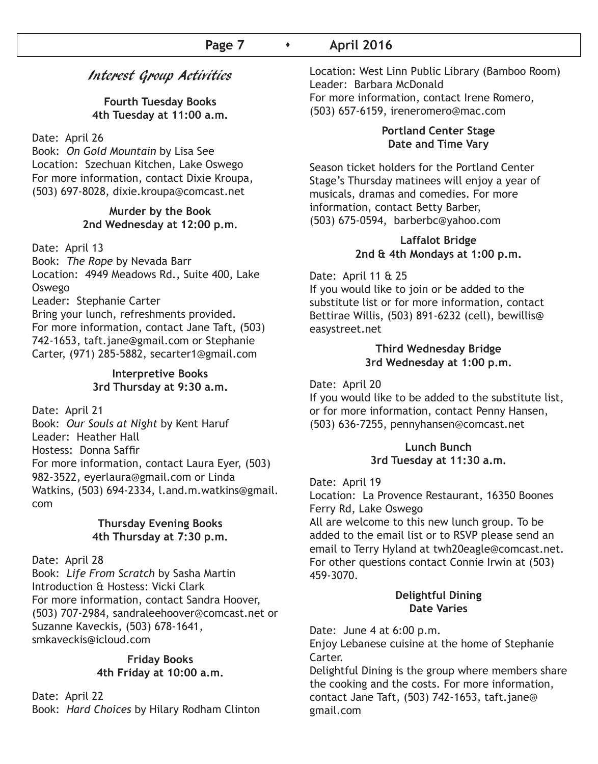# Interest Group Activities

### Fourth Tuesday Books
**4th Tuesday at 11:00 a.m.**

Date: April 26
Book: *On Gold Mountain* by Lisa See
Location: Szechuan Kitchen, Lake Oswego
For more information, contact Dixie Kroupa, (503) 697-8028, dixie.kroupa@comcast.net

### Murder by the Book
**2nd Wednesday at 12:00 p.m.**

Date: April 13
Book: *The Rope* by Nevada Barr
Location: 4949 Meadows Rd., Suite 400, Lake Oswego
Leader: Stephanie Carter
Bring your lunch, refreshments provided.
For more information, contact Jane Taft, (503) 742-1653, taft.jane@gmail.com or Stephanie Carter, (971) 285-5882, secarter1@gmail.com

### Interpretive Books
**3rd Thursday at 9:30 a.m.**

Date: April 21
Book: *Our Souls at Night* by Kent Haruf
Leader: Heather Hall
Hostess: Donna Saffir
For more information, contact Laura Eyer, (503) 982-3522, eyerlaura@gmail.com or Linda Watkins, (503) 694-2334, l.and.m.watkins@gmail.com

### Thursday Evening Books
**4th Thursday at 7:30 p.m.**

Date: April 28
Book: *Life From Scratch* by Sasha Martin
Introduction & Hostess: Vicki Clark
For more information, contact Sandra Hoover, (503) 707-2984, sandraleehoover@comcast.net or Suzanne Kaveckis, (503) 678-1641, smkaveckis@icloud.com

### Friday Books
**4th Friday at 10:00 a.m.**

Date: April 22
Book: *Hard Choices* by Hilary Rodham Clinton
Location: West Linn Public Library (Bamboo Room)
Leader: Barbara McDonald
For more information, contact Irene Romero, (503) 657-6159, ireneromero@mac.com

### Portland Center Stage
**Date and Time Vary**

Season ticket holders for the Portland Center Stage's Thursday matinees will enjoy a year of musicals, dramas and comedies. For more information, contact Betty Barber, (503) 675-0594, barberbc@yahoo.com

### Laffalot Bridge
**2nd & 4th Mondays at 1:00 p.m.**

Date: April 11 & 25
If you would like to join or be added to the substitute list or for more information, contact Bettirae Willis, (503) 891-6232 (cell), bewillis@easystreet.net

### Third Wednesday Bridge
**3rd Wednesday at 1:00 p.m.**

Date: April 20
If you would like to be added to the substitute list, or for more information, contact Penny Hansen, (503) 636-7255, pennyhansen@comcast.net

### Lunch Bunch
**3rd Tuesday at 11:30 a.m.**

Date: April 19
Location: La Provence Restaurant, 16350 Boones Ferry Rd, Lake Oswego
All are welcome to this new lunch group. To be added to the email list or to RSVP please send an email to Terry Hyland at twh20eagle@comcast.net. For other questions contact Connie Irwin at (503) 459-3070.

### Delightful Dining
**Date Varies**

Date: June 4 at 6:00 p.m.
Enjoy Lebanese cuisine at the home of Stephanie Carter.
Delightful Dining is the group where members share the cooking and the costs. For more information, contact Jane Taft, (503) 742-1653, taft.jane@gmail.com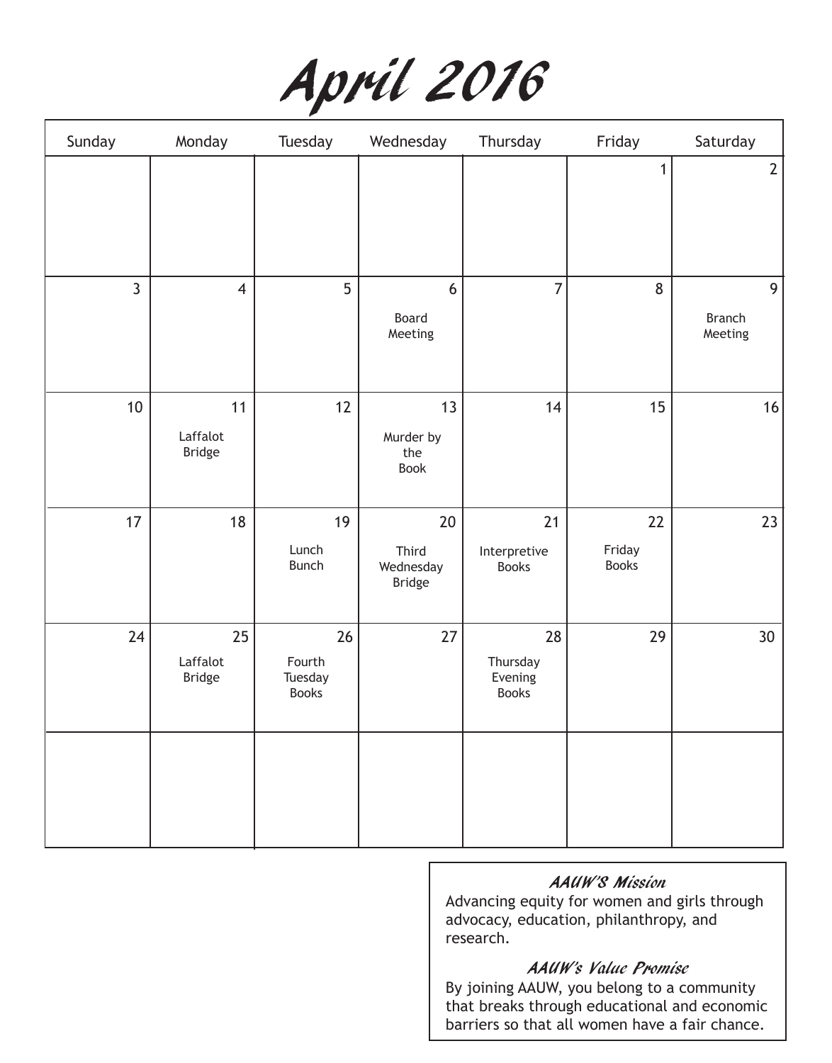# April 2016

| Sunday | Monday | Tuesday | Wednesday | Thursday | Friday | Saturday |
|---|---|---|---|---|---|---|
| | | | | | 1 | 2 |
| 3 | 4 | 5 | 6 Board Meeting | 7 | 8 | 9 Branch Meeting |
| 10 | 11 Laffalot Bridge | 12 | 13 Murder by the Book | 14 | 15 | 16 |
| 17 | 18 | 19 Lunch Bunch | 20 Third Wednesday Bridge | 21 Interpretive Books | 22 Friday Books | 23 |
| 24 | 25 Laffalot Bridge | 26 Fourth Tuesday Books | 27 | 28 Thursday Evening Books | 29 | 30 |
| | | | | | | |

### *AAUW'S Mission*

Advancing equity for women and girls through advocacy, education, philanthropy, and research.

### *AAUW's Value Promise*

By joining AAUW, you belong to a community that breaks through educational and economic barriers so that all women have a fair chance.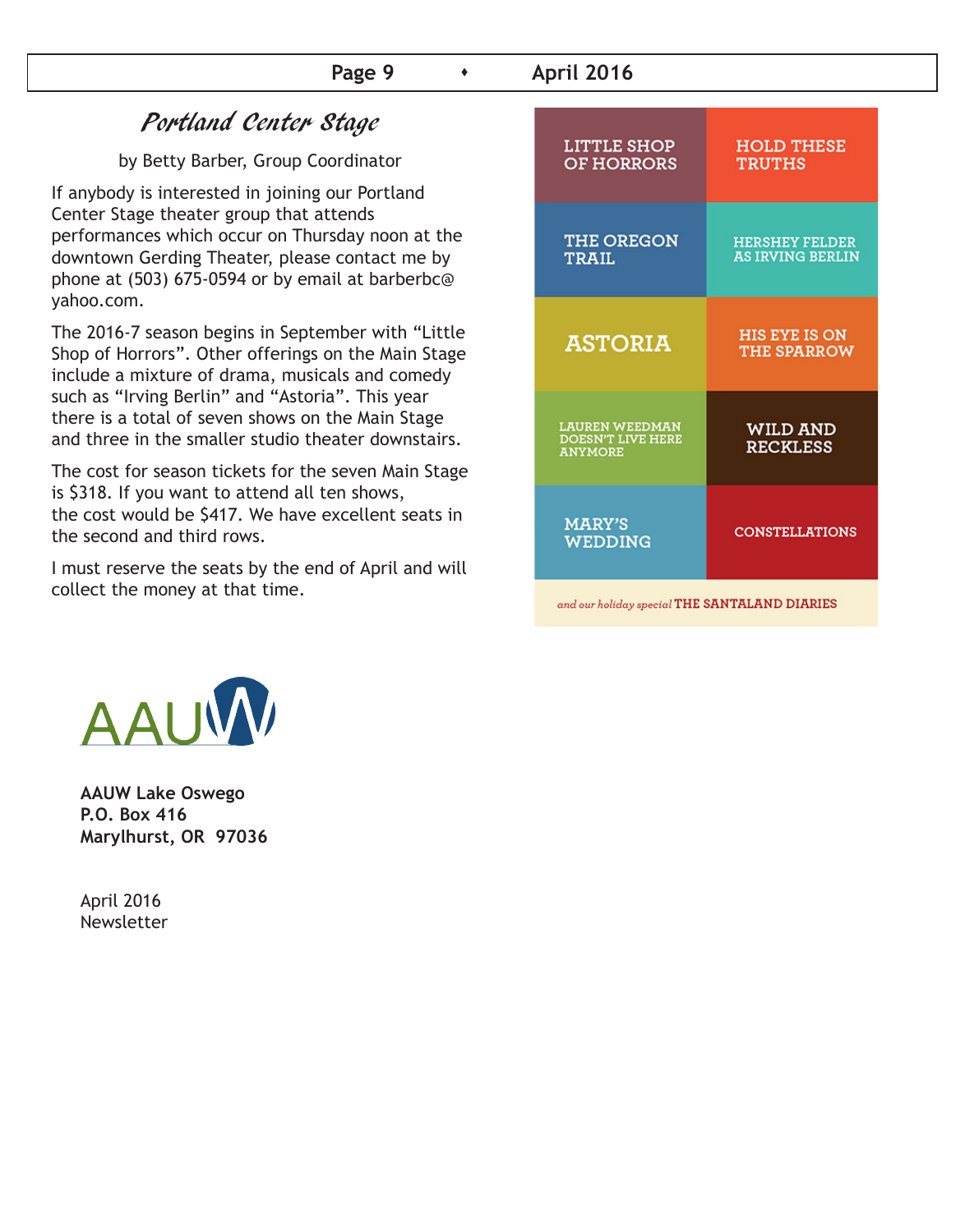## Portland Center Stage

by Betty Barber, Group Coordinator

If anybody is interested in joining our Portland Center Stage theater group that attends performances which occur on Thursday noon at the downtown Gerding Theater, please contact me by phone at (503) 675-0594 or by email at barberbc@yahoo.com.

The 2016-7 season begins in September with "Little Shop of Horrors". Other offerings on the Main Stage include a mixture of drama, musicals and comedy such as "Irving Berlin" and "Astoria". This year there is a total of seven shows on the Main Stage and three in the smaller studio theater downstairs.

The cost for season tickets for the seven Main Stage is $318. If you want to attend all ten shows, the cost would be $417. We have excellent seats in the second and third rows.

I must reserve the seats by the end of April and will collect the money at that time.

| | |
|---|---|
| LITTLE SHOP OF HORRORS | HOLD THESE TRUTHS |
| THE OREGON TRAIL | HERSHEY FELDER AS IRVING BERLIN |
| ASTORIA | HIS EYE IS ON THE SPARROW |
| LAUREN WEEDMAN DOESN'T LIVE HERE ANYMORE | WILD AND RECKLESS |
| MARY'S WEDDING | CONSTELLATIONS |

*and our holiday special* THE SANTALAND DIARIES

AAUW

**AAUW Lake Oswego**
**P.O. Box 416**
**Marylhurst, OR 97036**

April 2016
Newsletter